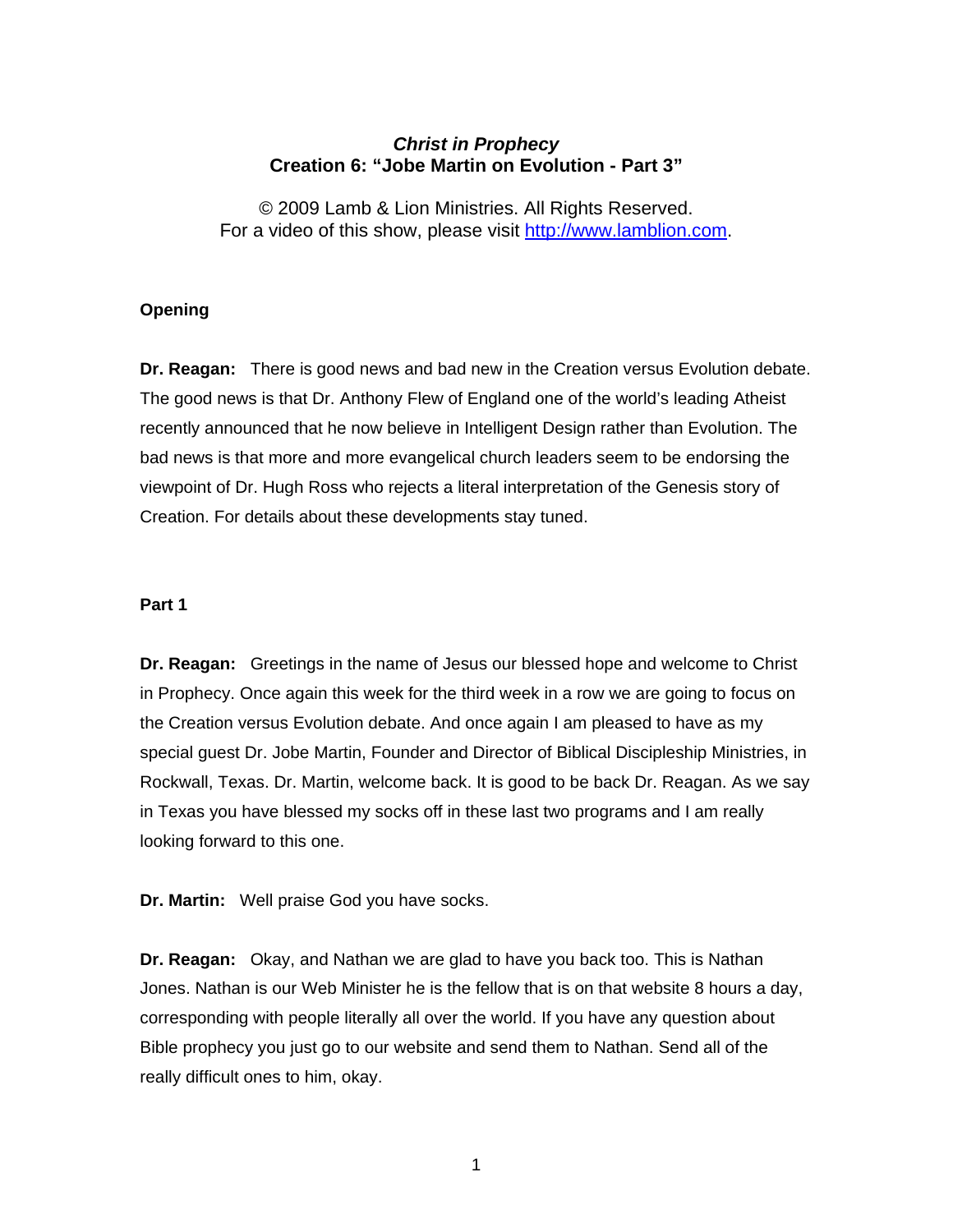***Christ in Prophecy***
**Creation 6: "Jobe Martin on Evolution - Part 3"**

© 2009 Lamb & Lion Ministries. All Rights Reserved.
For a video of this show, please visit http://www.lamblion.com.

**Opening**

**Dr. Reagan:** There is good news and bad new in the Creation versus Evolution debate. The good news is that Dr. Anthony Flew of England one of the world's leading Atheist recently announced that he now believe in Intelligent Design rather than Evolution. The bad news is that more and more evangelical church leaders seem to be endorsing the viewpoint of Dr. Hugh Ross who rejects a literal interpretation of the Genesis story of Creation. For details about these developments stay tuned.

**Part 1**

**Dr. Reagan:** Greetings in the name of Jesus our blessed hope and welcome to Christ in Prophecy. Once again this week for the third week in a row we are going to focus on the Creation versus Evolution debate. And once again I am pleased to have as my special guest Dr. Jobe Martin, Founder and Director of Biblical Discipleship Ministries, in Rockwall, Texas. Dr. Martin, welcome back. It is good to be back Dr. Reagan. As we say in Texas you have blessed my socks off in these last two programs and I am really looking forward to this one.

**Dr. Martin:** Well praise God you have socks.

**Dr. Reagan:** Okay, and Nathan we are glad to have you back too. This is Nathan Jones. Nathan is our Web Minister he is the fellow that is on that website 8 hours a day, corresponding with people literally all over the world. If you have any question about Bible prophecy you just go to our website and send them to Nathan. Send all of the really difficult ones to him, okay.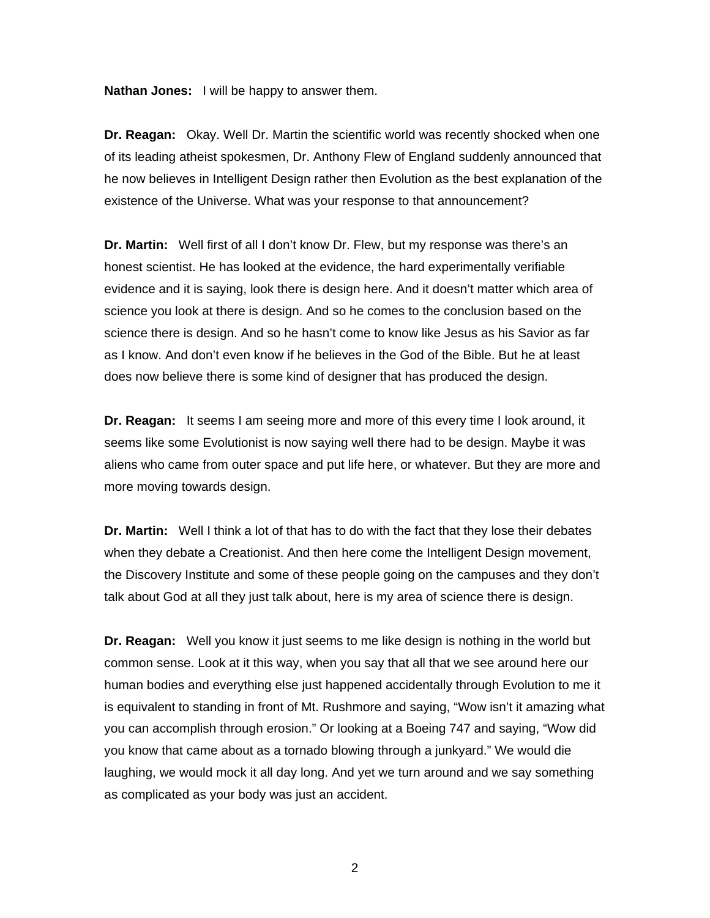**Nathan Jones:** I will be happy to answer them.

**Dr. Reagan:** Okay. Well Dr. Martin the scientific world was recently shocked when one of its leading atheist spokesmen, Dr. Anthony Flew of England suddenly announced that he now believes in Intelligent Design rather then Evolution as the best explanation of the existence of the Universe. What was your response to that announcement?

**Dr. Martin:** Well first of all I don't know Dr. Flew, but my response was there's an honest scientist. He has looked at the evidence, the hard experimentally verifiable evidence and it is saying, look there is design here. And it doesn't matter which area of science you look at there is design. And so he comes to the conclusion based on the science there is design. And so he hasn't come to know like Jesus as his Savior as far as I know. And don't even know if he believes in the God of the Bible. But he at least does now believe there is some kind of designer that has produced the design.

**Dr. Reagan:** It seems I am seeing more and more of this every time I look around, it seems like some Evolutionist is now saying well there had to be design. Maybe it was aliens who came from outer space and put life here, or whatever. But they are more and more moving towards design.

**Dr. Martin:** Well I think a lot of that has to do with the fact that they lose their debates when they debate a Creationist. And then here come the Intelligent Design movement, the Discovery Institute and some of these people going on the campuses and they don't talk about God at all they just talk about, here is my area of science there is design.

**Dr. Reagan:** Well you know it just seems to me like design is nothing in the world but common sense. Look at it this way, when you say that all that we see around here our human bodies and everything else just happened accidentally through Evolution to me it is equivalent to standing in front of Mt. Rushmore and saying, "Wow isn't it amazing what you can accomplish through erosion." Or looking at a Boeing 747 and saying, "Wow did you know that came about as a tornado blowing through a junkyard." We would die laughing, we would mock it all day long. And yet we turn around and we say something as complicated as your body was just an accident.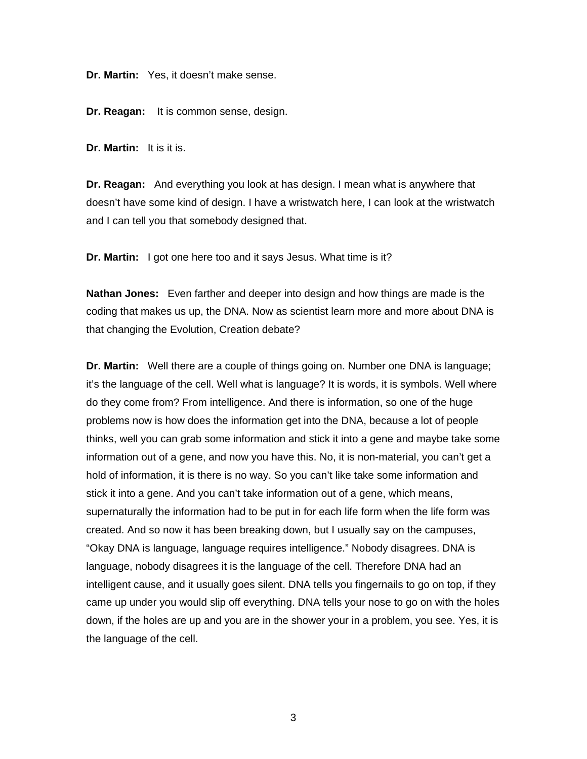**Dr. Martin:** Yes, it doesn't make sense.

**Dr. Reagan:** It is common sense, design.

**Dr. Martin:** It is it is.

**Dr. Reagan:** And everything you look at has design. I mean what is anywhere that doesn't have some kind of design. I have a wristwatch here, I can look at the wristwatch and I can tell you that somebody designed that.

**Dr. Martin:** I got one here too and it says Jesus. What time is it?

**Nathan Jones:** Even farther and deeper into design and how things are made is the coding that makes us up, the DNA. Now as scientist learn more and more about DNA is that changing the Evolution, Creation debate?

**Dr. Martin:** Well there are a couple of things going on. Number one DNA is language; it's the language of the cell. Well what is language? It is words, it is symbols. Well where do they come from? From intelligence. And there is information, so one of the huge problems now is how does the information get into the DNA, because a lot of people thinks, well you can grab some information and stick it into a gene and maybe take some information out of a gene, and now you have this. No, it is non-material, you can't get a hold of information, it is there is no way. So you can't like take some information and stick it into a gene. And you can't take information out of a gene, which means, supernaturally the information had to be put in for each life form when the life form was created. And so now it has been breaking down, but I usually say on the campuses, "Okay DNA is language, language requires intelligence." Nobody disagrees. DNA is language, nobody disagrees it is the language of the cell. Therefore DNA had an intelligent cause, and it usually goes silent. DNA tells you fingernails to go on top, if they came up under you would slip off everything. DNA tells your nose to go on with the holes down, if the holes are up and you are in the shower your in a problem, you see. Yes, it is the language of the cell.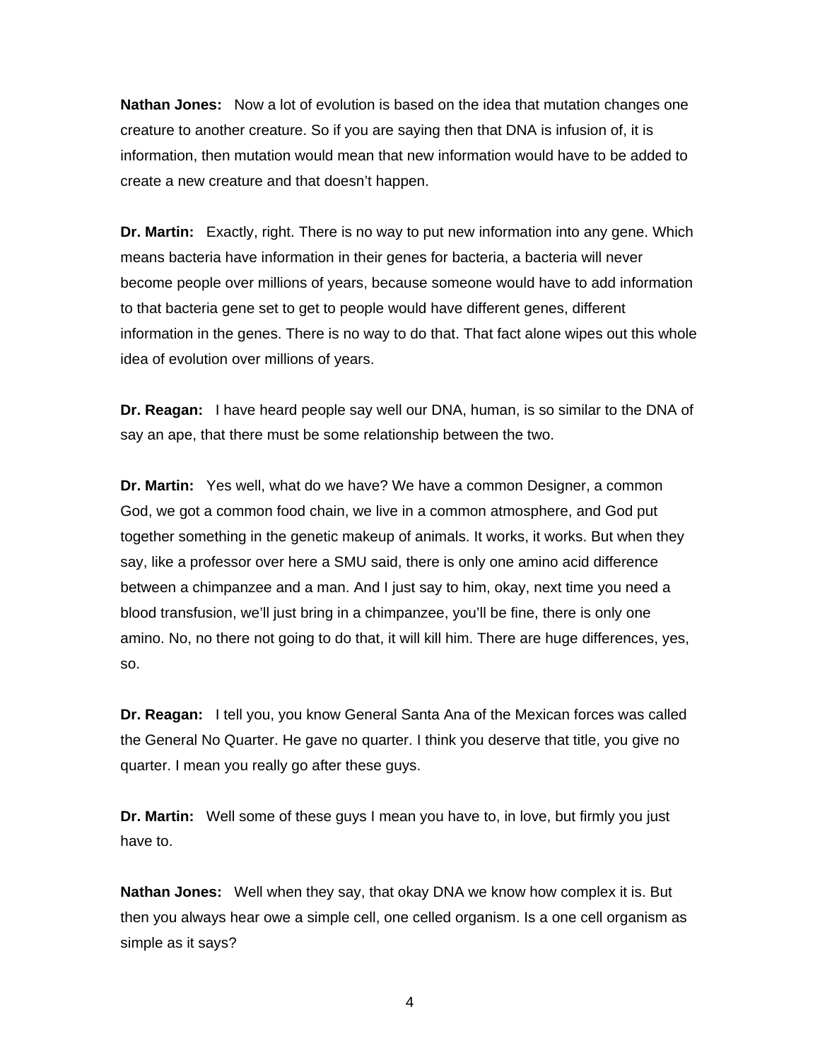**Nathan Jones:** Now a lot of evolution is based on the idea that mutation changes one creature to another creature. So if you are saying then that DNA is infusion of, it is information, then mutation would mean that new information would have to be added to create a new creature and that doesn't happen.

**Dr. Martin:** Exactly, right. There is no way to put new information into any gene. Which means bacteria have information in their genes for bacteria, a bacteria will never become people over millions of years, because someone would have to add information to that bacteria gene set to get to people would have different genes, different information in the genes. There is no way to do that. That fact alone wipes out this whole idea of evolution over millions of years.

**Dr. Reagan:** I have heard people say well our DNA, human, is so similar to the DNA of say an ape, that there must be some relationship between the two.

**Dr. Martin:** Yes well, what do we have? We have a common Designer, a common God, we got a common food chain, we live in a common atmosphere, and God put together something in the genetic makeup of animals. It works, it works. But when they say, like a professor over here a SMU said, there is only one amino acid difference between a chimpanzee and a man. And I just say to him, okay, next time you need a blood transfusion, we'll just bring in a chimpanzee, you'll be fine, there is only one amino. No, no there not going to do that, it will kill him. There are huge differences, yes, so.

**Dr. Reagan:** I tell you, you know General Santa Ana of the Mexican forces was called the General No Quarter. He gave no quarter. I think you deserve that title, you give no quarter. I mean you really go after these guys.

**Dr. Martin:** Well some of these guys I mean you have to, in love, but firmly you just have to.

**Nathan Jones:** Well when they say, that okay DNA we know how complex it is. But then you always hear owe a simple cell, one celled organism. Is a one cell organism as simple as it says?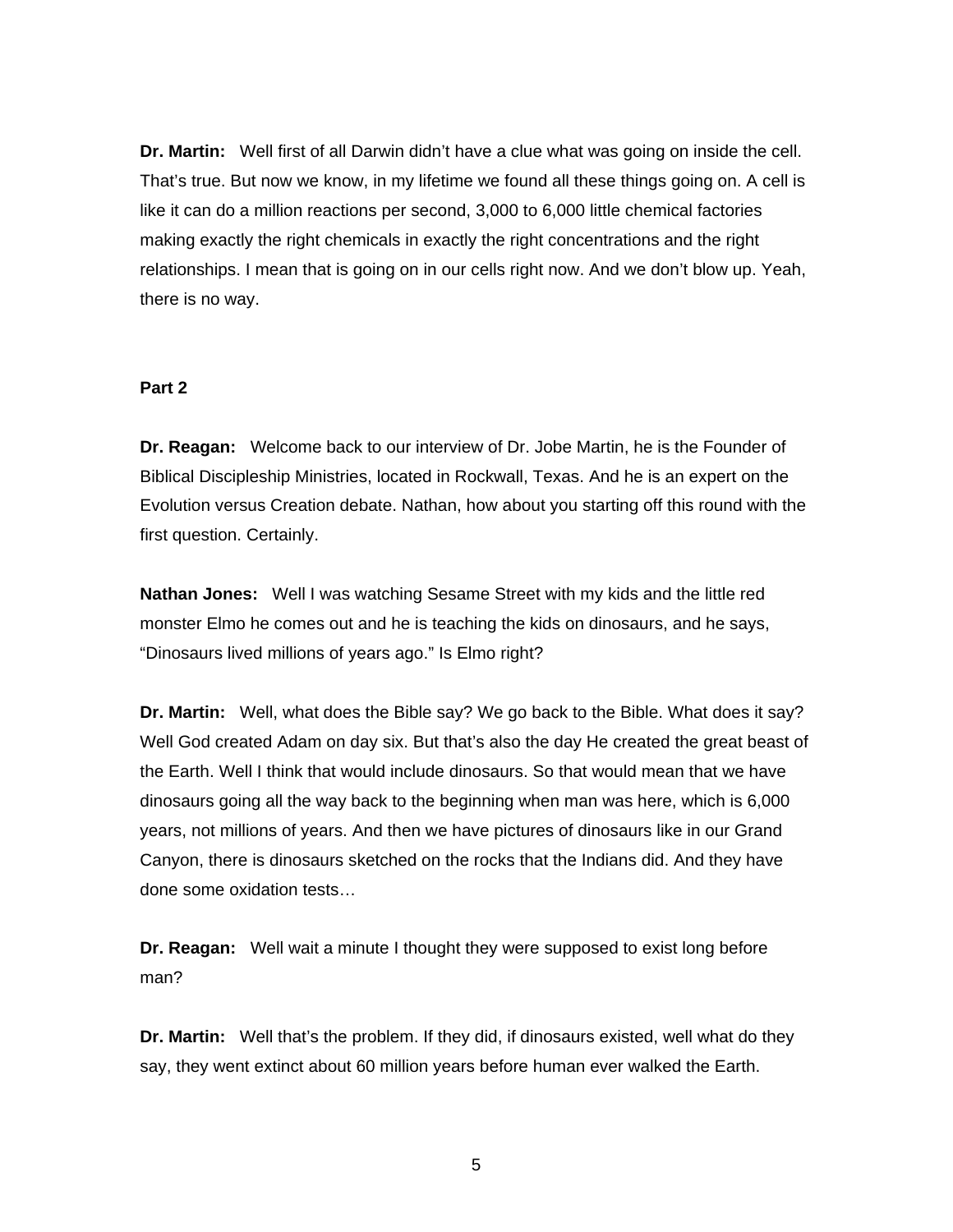**Dr. Martin:** Well first of all Darwin didn't have a clue what was going on inside the cell. That's true. But now we know, in my lifetime we found all these things going on. A cell is like it can do a million reactions per second, 3,000 to 6,000 little chemical factories making exactly the right chemicals in exactly the right concentrations and the right relationships. I mean that is going on in our cells right now. And we don't blow up. Yeah, there is no way.

**Part 2**

**Dr. Reagan:** Welcome back to our interview of Dr. Jobe Martin, he is the Founder of Biblical Discipleship Ministries, located in Rockwall, Texas. And he is an expert on the Evolution versus Creation debate. Nathan, how about you starting off this round with the first question. Certainly.

**Nathan Jones:** Well I was watching Sesame Street with my kids and the little red monster Elmo he comes out and he is teaching the kids on dinosaurs, and he says, "Dinosaurs lived millions of years ago." Is Elmo right?

**Dr. Martin:** Well, what does the Bible say? We go back to the Bible. What does it say? Well God created Adam on day six. But that's also the day He created the great beast of the Earth. Well I think that would include dinosaurs. So that would mean that we have dinosaurs going all the way back to the beginning when man was here, which is 6,000 years, not millions of years. And then we have pictures of dinosaurs like in our Grand Canyon, there is dinosaurs sketched on the rocks that the Indians did. And they have done some oxidation tests…

**Dr. Reagan:** Well wait a minute I thought they were supposed to exist long before man?

**Dr. Martin:** Well that's the problem. If they did, if dinosaurs existed, well what do they say, they went extinct about 60 million years before human ever walked the Earth.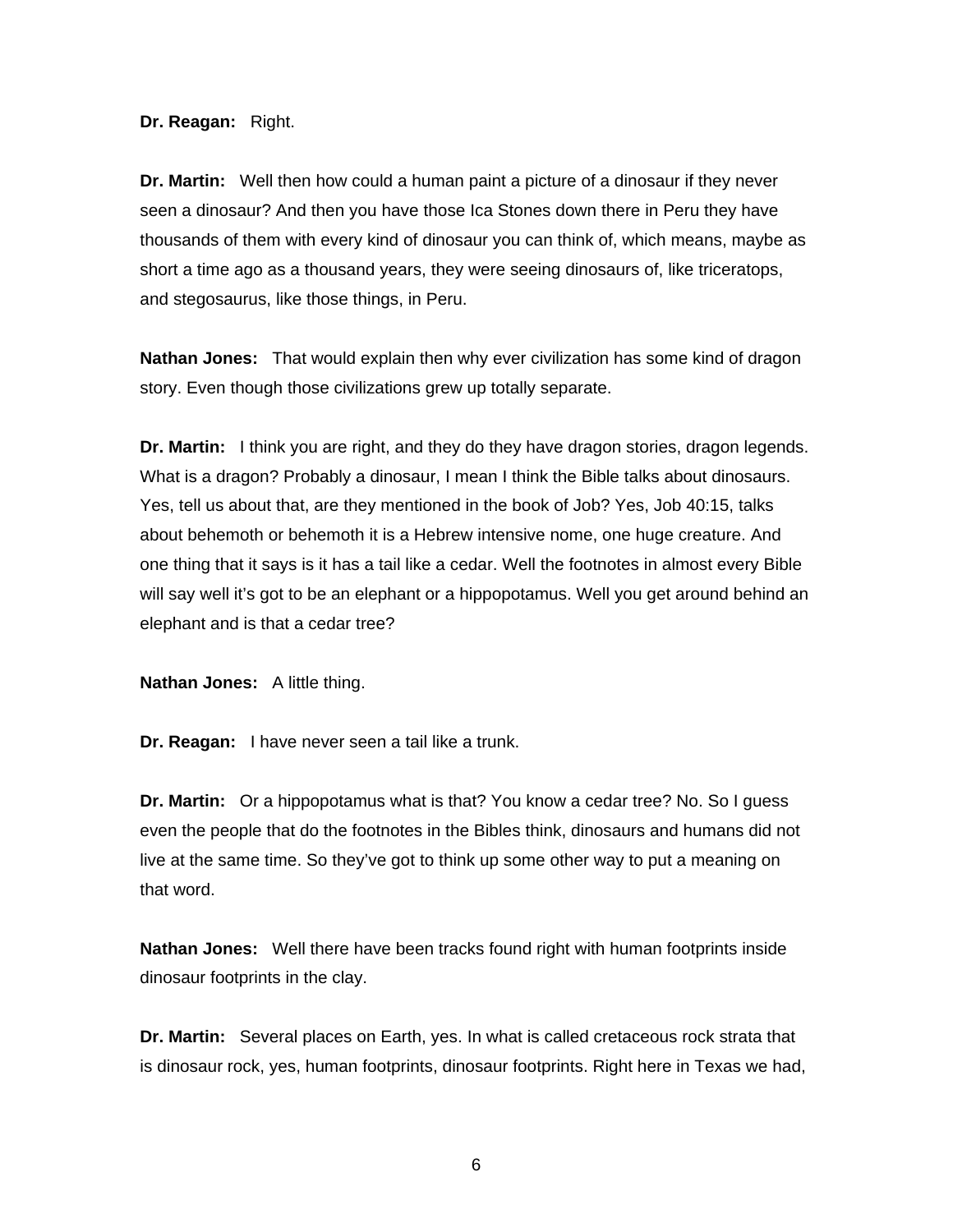**Dr. Reagan:** Right.

**Dr. Martin:** Well then how could a human paint a picture of a dinosaur if they never seen a dinosaur? And then you have those Ica Stones down there in Peru they have thousands of them with every kind of dinosaur you can think of, which means, maybe as short a time ago as a thousand years, they were seeing dinosaurs of, like triceratops, and stegosaurus, like those things, in Peru.

**Nathan Jones:** That would explain then why ever civilization has some kind of dragon story. Even though those civilizations grew up totally separate.

**Dr. Martin:** I think you are right, and they do they have dragon stories, dragon legends. What is a dragon? Probably a dinosaur, I mean I think the Bible talks about dinosaurs. Yes, tell us about that, are they mentioned in the book of Job? Yes, Job 40:15, talks about behemoth or behemoth it is a Hebrew intensive nome, one huge creature. And one thing that it says is it has a tail like a cedar. Well the footnotes in almost every Bible will say well it's got to be an elephant or a hippopotamus. Well you get around behind an elephant and is that a cedar tree?

**Nathan Jones:** A little thing.

**Dr. Reagan:** I have never seen a tail like a trunk.

**Dr. Martin:** Or a hippopotamus what is that? You know a cedar tree? No. So I guess even the people that do the footnotes in the Bibles think, dinosaurs and humans did not live at the same time. So they've got to think up some other way to put a meaning on that word.

**Nathan Jones:** Well there have been tracks found right with human footprints inside dinosaur footprints in the clay.

**Dr. Martin:** Several places on Earth, yes. In what is called cretaceous rock strata that is dinosaur rock, yes, human footprints, dinosaur footprints. Right here in Texas we had,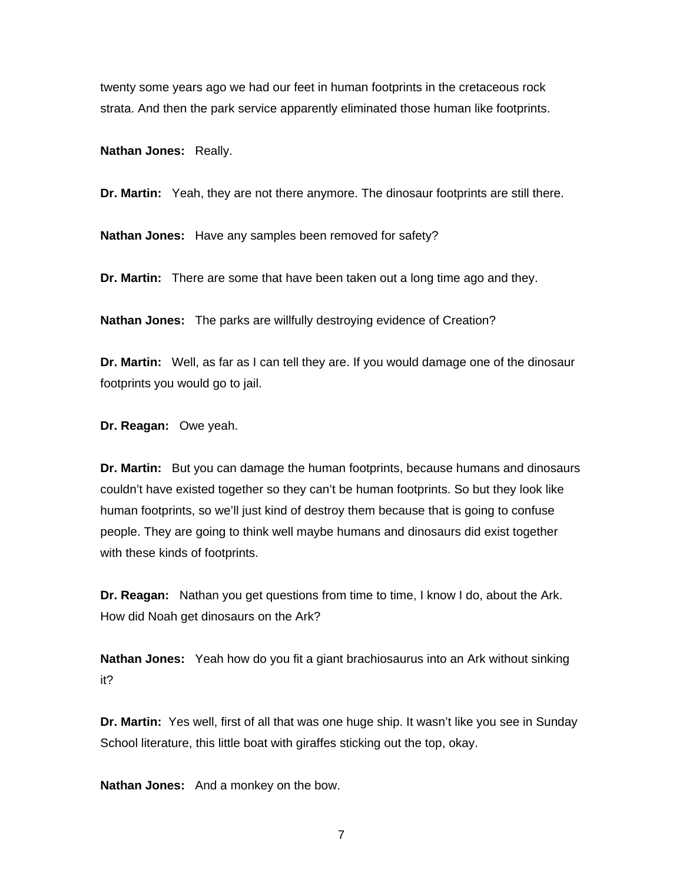twenty some years ago we had our feet in human footprints in the cretaceous rock strata. And then the park service apparently eliminated those human like footprints.

**Nathan Jones:** Really.

**Dr. Martin:** Yeah, they are not there anymore. The dinosaur footprints are still there.

**Nathan Jones:** Have any samples been removed for safety?

**Dr. Martin:** There are some that have been taken out a long time ago and they.

**Nathan Jones:** The parks are willfully destroying evidence of Creation?

**Dr. Martin:** Well, as far as I can tell they are. If you would damage one of the dinosaur footprints you would go to jail.

**Dr. Reagan:** Owe yeah.

**Dr. Martin:** But you can damage the human footprints, because humans and dinosaurs couldn't have existed together so they can't be human footprints. So but they look like human footprints, so we'll just kind of destroy them because that is going to confuse people. They are going to think well maybe humans and dinosaurs did exist together with these kinds of footprints.

**Dr. Reagan:** Nathan you get questions from time to time, I know I do, about the Ark. How did Noah get dinosaurs on the Ark?

**Nathan Jones:** Yeah how do you fit a giant brachiosaurus into an Ark without sinking it?

**Dr. Martin:** Yes well, first of all that was one huge ship. It wasn't like you see in Sunday School literature, this little boat with giraffes sticking out the top, okay.

**Nathan Jones:** And a monkey on the bow.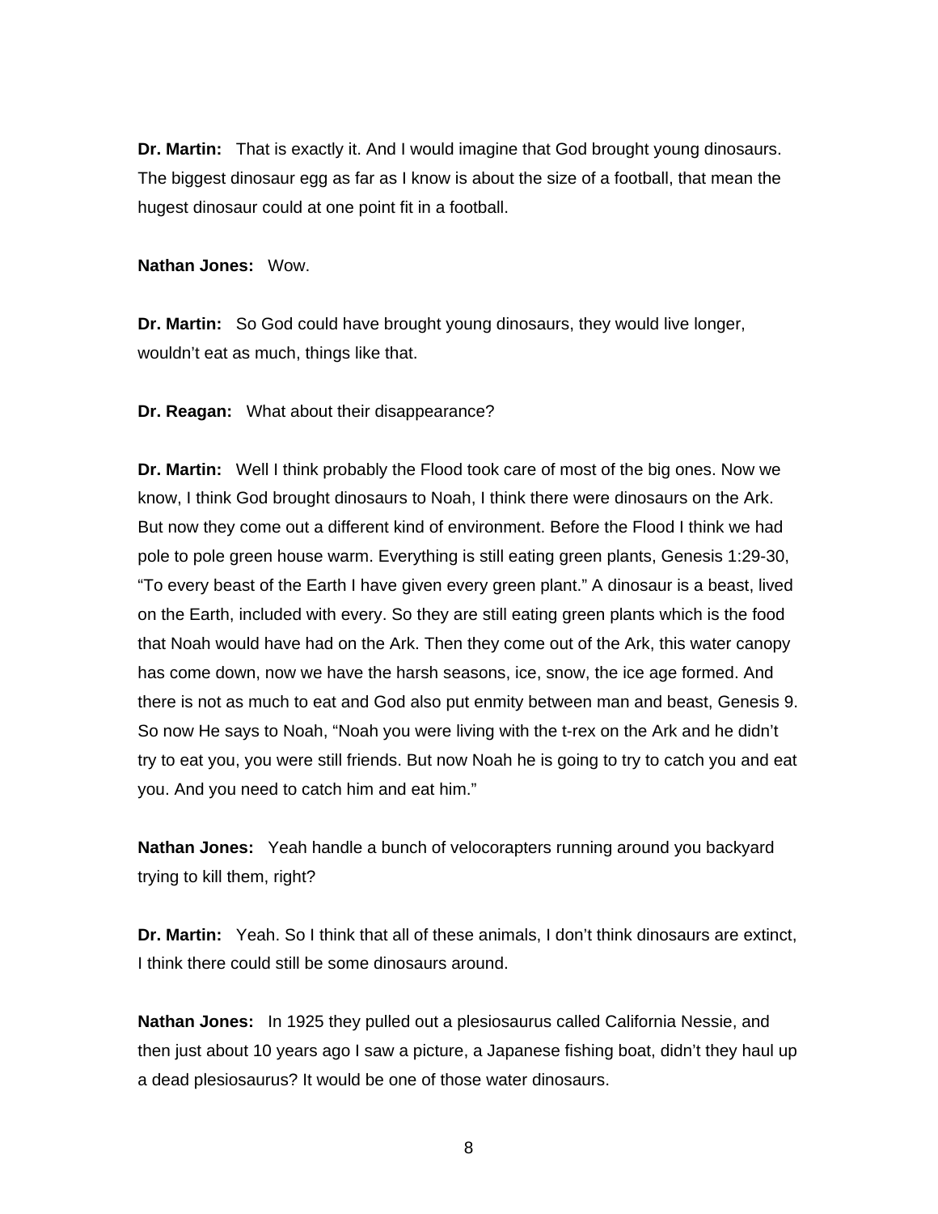**Dr. Martin:** That is exactly it. And I would imagine that God brought young dinosaurs. The biggest dinosaur egg as far as I know is about the size of a football, that mean the hugest dinosaur could at one point fit in a football.

**Nathan Jones:** Wow.

**Dr. Martin:** So God could have brought young dinosaurs, they would live longer, wouldn't eat as much, things like that.

**Dr. Reagan:** What about their disappearance?

**Dr. Martin:** Well I think probably the Flood took care of most of the big ones. Now we know, I think God brought dinosaurs to Noah, I think there were dinosaurs on the Ark. But now they come out a different kind of environment. Before the Flood I think we had pole to pole green house warm. Everything is still eating green plants, Genesis 1:29-30, "To every beast of the Earth I have given every green plant." A dinosaur is a beast, lived on the Earth, included with every. So they are still eating green plants which is the food that Noah would have had on the Ark. Then they come out of the Ark, this water canopy has come down, now we have the harsh seasons, ice, snow, the ice age formed. And there is not as much to eat and God also put enmity between man and beast, Genesis 9. So now He says to Noah, "Noah you were living with the t-rex on the Ark and he didn't try to eat you, you were still friends. But now Noah he is going to try to catch you and eat you. And you need to catch him and eat him."

**Nathan Jones:** Yeah handle a bunch of velocorapters running around you backyard trying to kill them, right?

**Dr. Martin:** Yeah. So I think that all of these animals, I don't think dinosaurs are extinct, I think there could still be some dinosaurs around.

**Nathan Jones:** In 1925 they pulled out a plesiosaurus called California Nessie, and then just about 10 years ago I saw a picture, a Japanese fishing boat, didn't they haul up a dead plesiosaurus? It would be one of those water dinosaurs.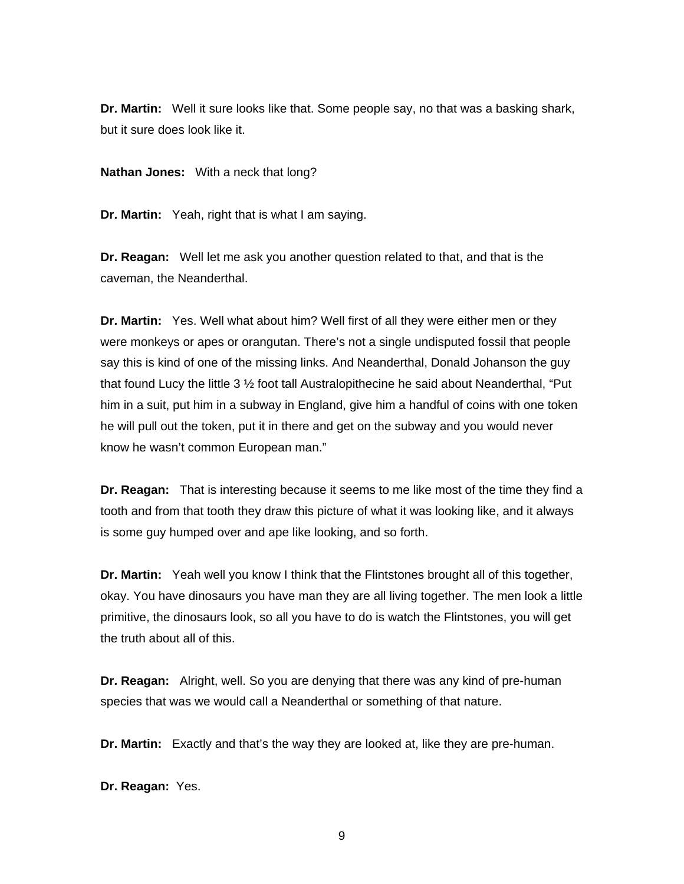**Dr. Martin:** Well it sure looks like that. Some people say, no that was a basking shark, but it sure does look like it.

**Nathan Jones:** With a neck that long?

**Dr. Martin:** Yeah, right that is what I am saying.

**Dr. Reagan:** Well let me ask you another question related to that, and that is the caveman, the Neanderthal.

**Dr. Martin:** Yes. Well what about him? Well first of all they were either men or they were monkeys or apes or orangutan. There's not a single undisputed fossil that people say this is kind of one of the missing links. And Neanderthal, Donald Johanson the guy that found Lucy the little 3 ½ foot tall Australopithecine he said about Neanderthal, "Put him in a suit, put him in a subway in England, give him a handful of coins with one token he will pull out the token, put it in there and get on the subway and you would never know he wasn't common European man."

**Dr. Reagan:** That is interesting because it seems to me like most of the time they find a tooth and from that tooth they draw this picture of what it was looking like, and it always is some guy humped over and ape like looking, and so forth.

**Dr. Martin:** Yeah well you know I think that the Flintstones brought all of this together, okay. You have dinosaurs you have man they are all living together. The men look a little primitive, the dinosaurs look, so all you have to do is watch the Flintstones, you will get the truth about all of this.

**Dr. Reagan:** Alright, well. So you are denying that there was any kind of pre-human species that was we would call a Neanderthal or something of that nature.

**Dr. Martin:** Exactly and that's the way they are looked at, like they are pre-human.

**Dr. Reagan:** Yes.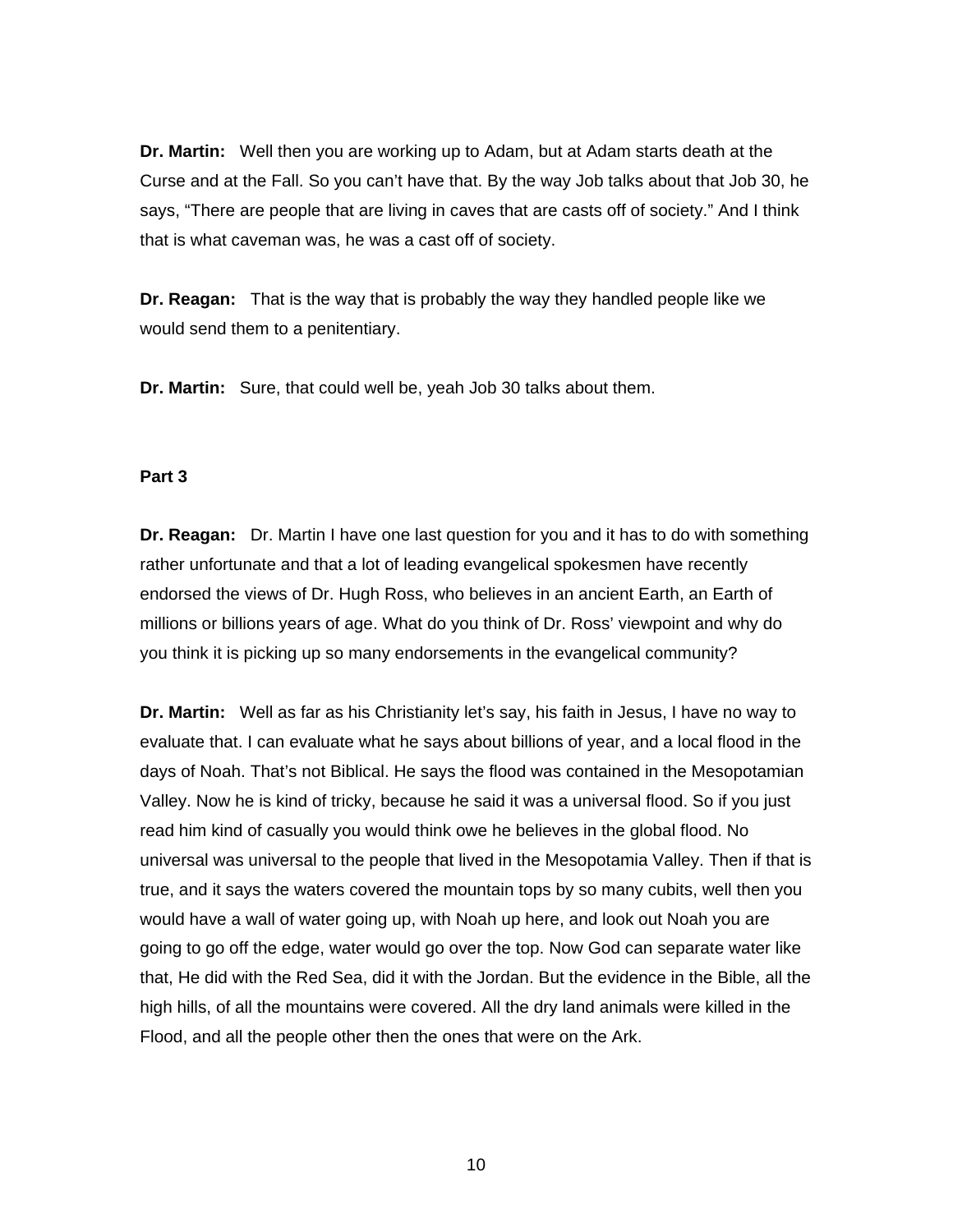**Dr. Martin:** Well then you are working up to Adam, but at Adam starts death at the Curse and at the Fall. So you can't have that. By the way Job talks about that Job 30, he says, "There are people that are living in caves that are casts off of society." And I think that is what caveman was, he was a cast off of society.

**Dr. Reagan:** That is the way that is probably the way they handled people like we would send them to a penitentiary.

**Dr. Martin:** Sure, that could well be, yeah Job 30 talks about them.

**Part 3**

**Dr. Reagan:** Dr. Martin I have one last question for you and it has to do with something rather unfortunate and that a lot of leading evangelical spokesmen have recently endorsed the views of Dr. Hugh Ross, who believes in an ancient Earth, an Earth of millions or billions years of age. What do you think of Dr. Ross' viewpoint and why do you think it is picking up so many endorsements in the evangelical community?

**Dr. Martin:** Well as far as his Christianity let's say, his faith in Jesus, I have no way to evaluate that. I can evaluate what he says about billions of year, and a local flood in the days of Noah. That's not Biblical. He says the flood was contained in the Mesopotamian Valley. Now he is kind of tricky, because he said it was a universal flood. So if you just read him kind of casually you would think owe he believes in the global flood. No universal was universal to the people that lived in the Mesopotamia Valley. Then if that is true, and it says the waters covered the mountain tops by so many cubits, well then you would have a wall of water going up, with Noah up here, and look out Noah you are going to go off the edge, water would go over the top. Now God can separate water like that, He did with the Red Sea, did it with the Jordan. But the evidence in the Bible, all the high hills, of all the mountains were covered. All the dry land animals were killed in the Flood, and all the people other then the ones that were on the Ark.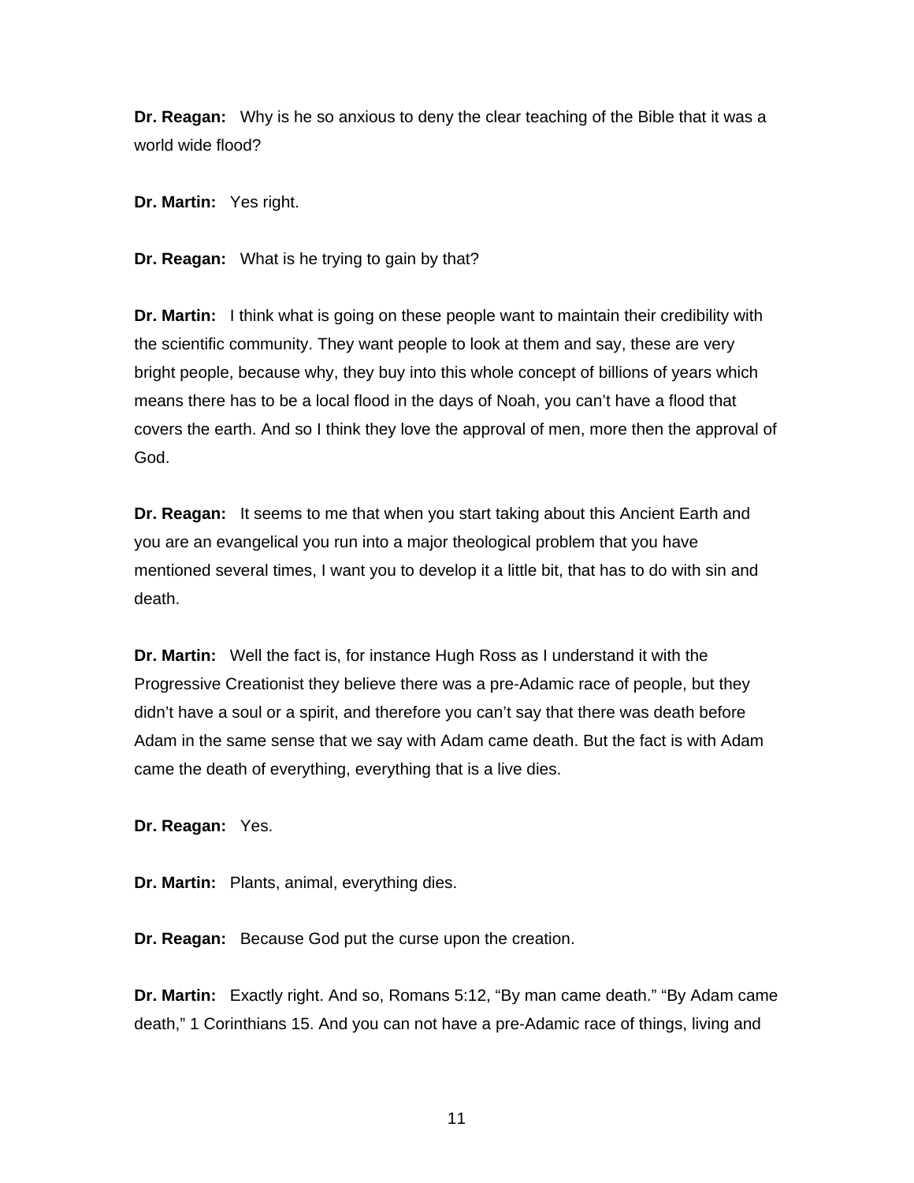**Dr. Reagan:** Why is he so anxious to deny the clear teaching of the Bible that it was a world wide flood?

**Dr. Martin:** Yes right.

**Dr. Reagan:** What is he trying to gain by that?

**Dr. Martin:** I think what is going on these people want to maintain their credibility with the scientific community. They want people to look at them and say, these are very bright people, because why, they buy into this whole concept of billions of years which means there has to be a local flood in the days of Noah, you can't have a flood that covers the earth. And so I think they love the approval of men, more then the approval of God.

**Dr. Reagan:** It seems to me that when you start taking about this Ancient Earth and you are an evangelical you run into a major theological problem that you have mentioned several times, I want you to develop it a little bit, that has to do with sin and death.

**Dr. Martin:** Well the fact is, for instance Hugh Ross as I understand it with the Progressive Creationist they believe there was a pre-Adamic race of people, but they didn't have a soul or a spirit, and therefore you can't say that there was death before Adam in the same sense that we say with Adam came death. But the fact is with Adam came the death of everything, everything that is a live dies.

**Dr. Reagan:** Yes.

**Dr. Martin:** Plants, animal, everything dies.

**Dr. Reagan:** Because God put the curse upon the creation.

**Dr. Martin:** Exactly right. And so, Romans 5:12, "By man came death." "By Adam came death," 1 Corinthians 15. And you can not have a pre-Adamic race of things, living and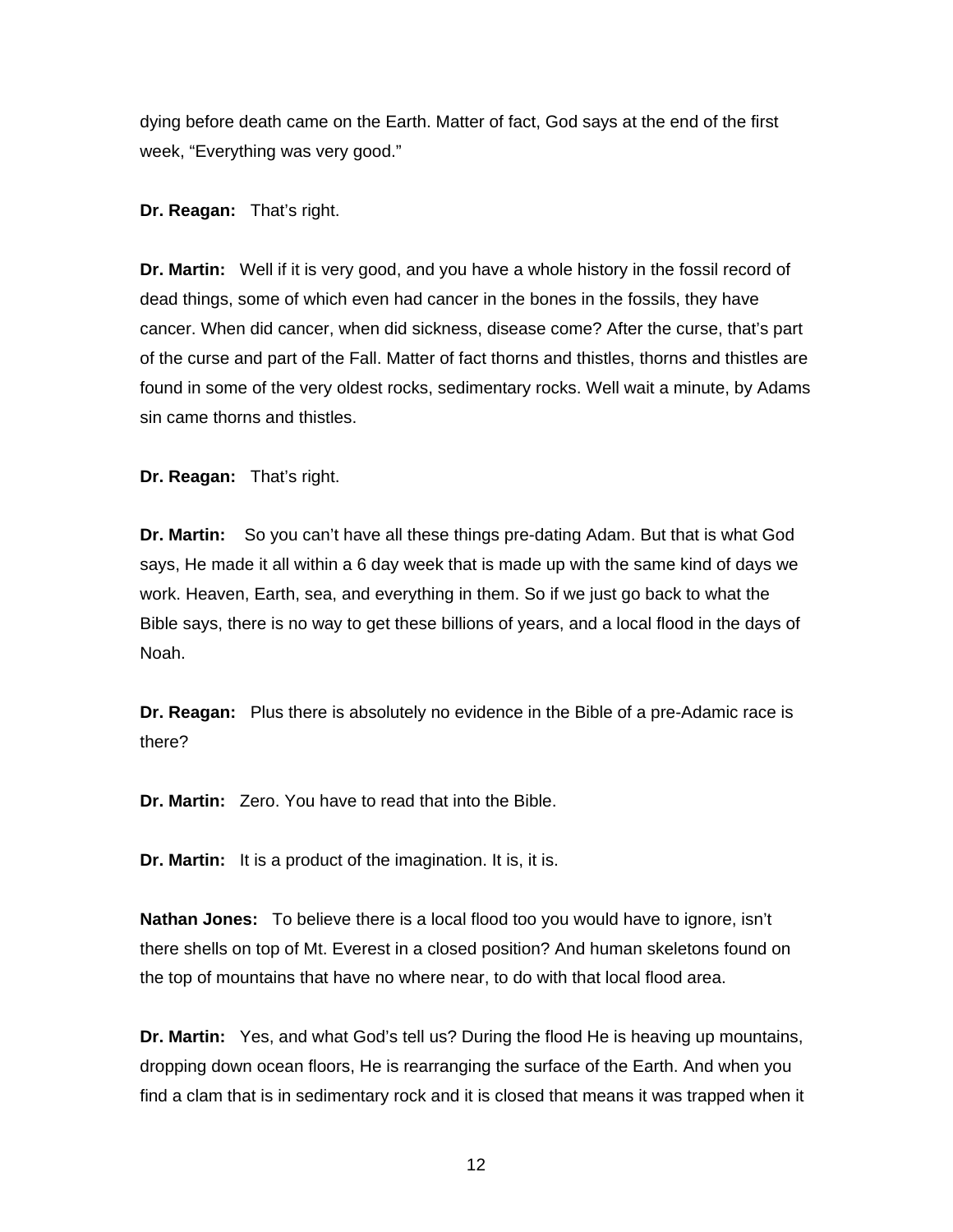dying before death came on the Earth. Matter of fact, God says at the end of the first week, “Everything was very good.”

**Dr. Reagan:** That’s right.

**Dr. Martin:** Well if it is very good, and you have a whole history in the fossil record of dead things, some of which even had cancer in the bones in the fossils, they have cancer. When did cancer, when did sickness, disease come? After the curse, that’s part of the curse and part of the Fall. Matter of fact thorns and thistles, thorns and thistles are found in some of the very oldest rocks, sedimentary rocks. Well wait a minute, by Adams sin came thorns and thistles.

**Dr. Reagan:** That’s right.

**Dr. Martin:** So you can’t have all these things pre-dating Adam. But that is what God says, He made it all within a 6 day week that is made up with the same kind of days we work. Heaven, Earth, sea, and everything in them. So if we just go back to what the Bible says, there is no way to get these billions of years, and a local flood in the days of Noah.

**Dr. Reagan:** Plus there is absolutely no evidence in the Bible of a pre-Adamic race is there?

**Dr. Martin:** Zero. You have to read that into the Bible.

**Dr. Martin:** It is a product of the imagination. It is, it is.

**Nathan Jones:** To believe there is a local flood too you would have to ignore, isn’t there shells on top of Mt. Everest in a closed position? And human skeletons found on the top of mountains that have no where near, to do with that local flood area.

**Dr. Martin:** Yes, and what God’s tell us? During the flood He is heaving up mountains, dropping down ocean floors, He is rearranging the surface of the Earth. And when you find a clam that is in sedimentary rock and it is closed that means it was trapped when it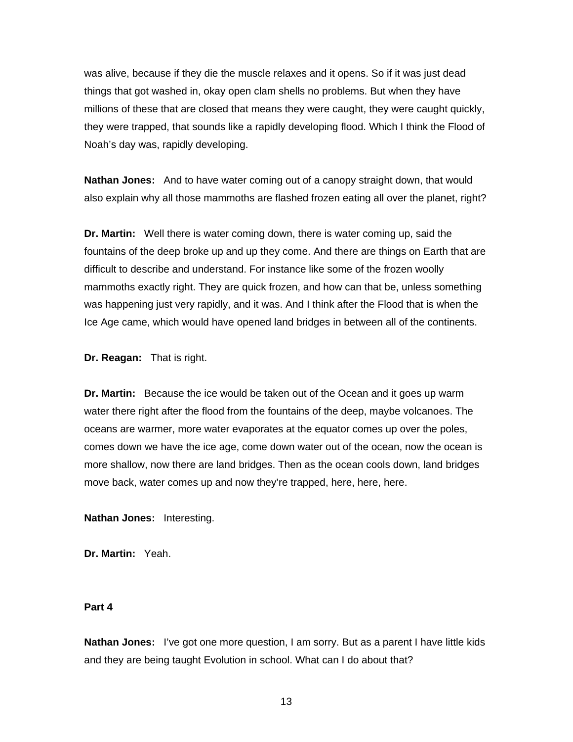was alive, because if they die the muscle relaxes and it opens. So if it was just dead things that got washed in, okay open clam shells no problems. But when they have millions of these that are closed that means they were caught, they were caught quickly, they were trapped, that sounds like a rapidly developing flood. Which I think the Flood of Noah's day was, rapidly developing.

**Nathan Jones:** And to have water coming out of a canopy straight down, that would also explain why all those mammoths are flashed frozen eating all over the planet, right?

**Dr. Martin:** Well there is water coming down, there is water coming up, said the fountains of the deep broke up and up they come. And there are things on Earth that are difficult to describe and understand. For instance like some of the frozen woolly mammoths exactly right. They are quick frozen, and how can that be, unless something was happening just very rapidly, and it was. And I think after the Flood that is when the Ice Age came, which would have opened land bridges in between all of the continents.

**Dr. Reagan:** That is right.

**Dr. Martin:** Because the ice would be taken out of the Ocean and it goes up warm water there right after the flood from the fountains of the deep, maybe volcanoes. The oceans are warmer, more water evaporates at the equator comes up over the poles, comes down we have the ice age, come down water out of the ocean, now the ocean is more shallow, now there are land bridges. Then as the ocean cools down, land bridges move back, water comes up and now they're trapped, here, here, here.

**Nathan Jones:** Interesting.

**Dr. Martin:** Yeah.

**Part 4**

**Nathan Jones:** I've got one more question, I am sorry. But as a parent I have little kids and they are being taught Evolution in school. What can I do about that?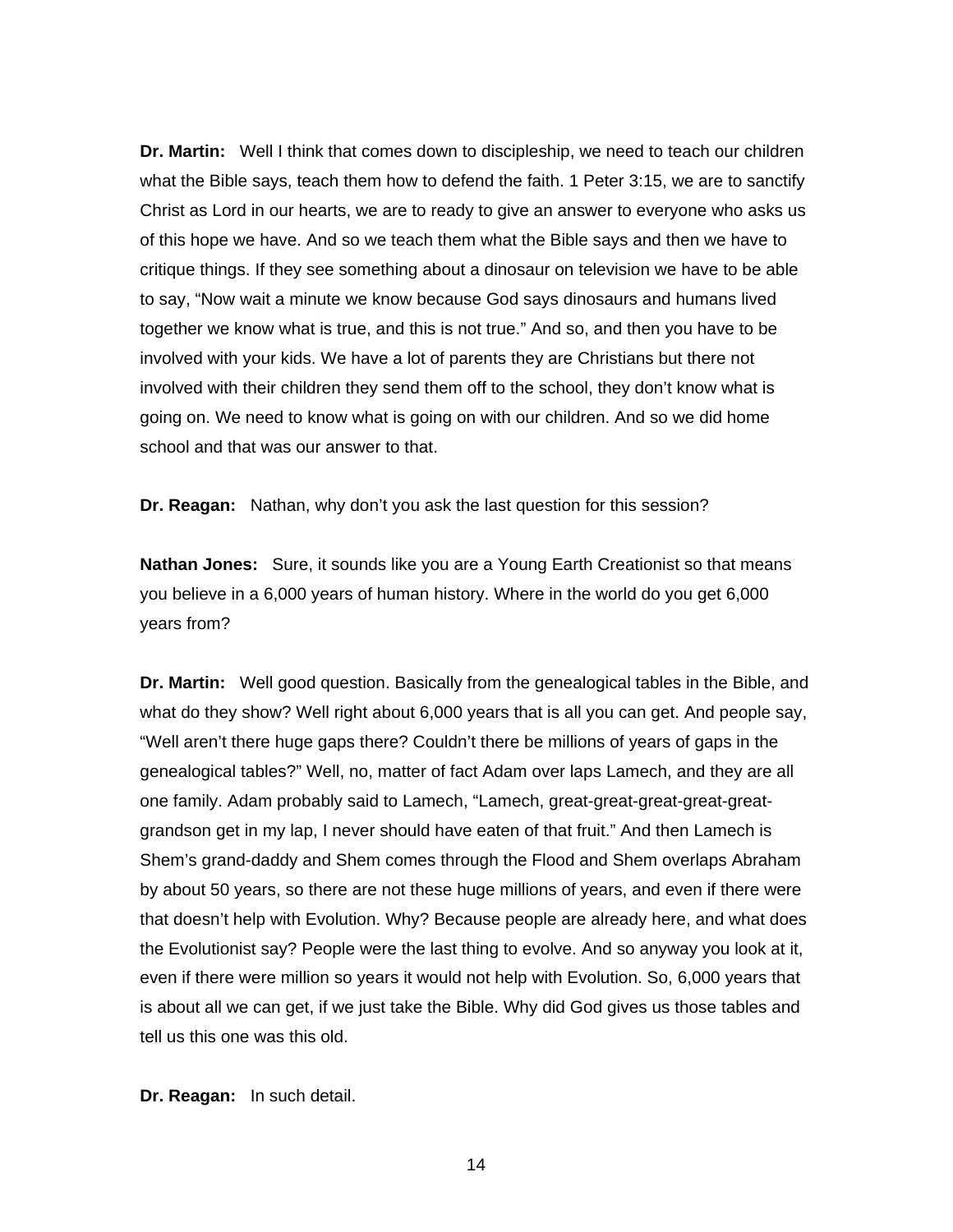**Dr. Martin:** Well I think that comes down to discipleship, we need to teach our children what the Bible says, teach them how to defend the faith. 1 Peter 3:15, we are to sanctify Christ as Lord in our hearts, we are to ready to give an answer to everyone who asks us of this hope we have. And so we teach them what the Bible says and then we have to critique things. If they see something about a dinosaur on television we have to be able to say, "Now wait a minute we know because God says dinosaurs and humans lived together we know what is true, and this is not true." And so, and then you have to be involved with your kids. We have a lot of parents they are Christians but there not involved with their children they send them off to the school, they don't know what is going on. We need to know what is going on with our children. And so we did home school and that was our answer to that.

**Dr. Reagan:** Nathan, why don't you ask the last question for this session?

**Nathan Jones:** Sure, it sounds like you are a Young Earth Creationist so that means you believe in a 6,000 years of human history. Where in the world do you get 6,000 years from?

**Dr. Martin:** Well good question. Basically from the genealogical tables in the Bible, and what do they show? Well right about 6,000 years that is all you can get. And people say, "Well aren't there huge gaps there? Couldn't there be millions of years of gaps in the genealogical tables?" Well, no, matter of fact Adam over laps Lamech, and they are all one family. Adam probably said to Lamech, "Lamech, great-great-great-great-great-grandson get in my lap, I never should have eaten of that fruit." And then Lamech is Shem's grand-daddy and Shem comes through the Flood and Shem overlaps Abraham by about 50 years, so there are not these huge millions of years, and even if there were that doesn't help with Evolution. Why? Because people are already here, and what does the Evolutionist say? People were the last thing to evolve. And so anyway you look at it, even if there were million so years it would not help with Evolution. So, 6,000 years that is about all we can get, if we just take the Bible. Why did God gives us those tables and tell us this one was this old.

**Dr. Reagan:** In such detail.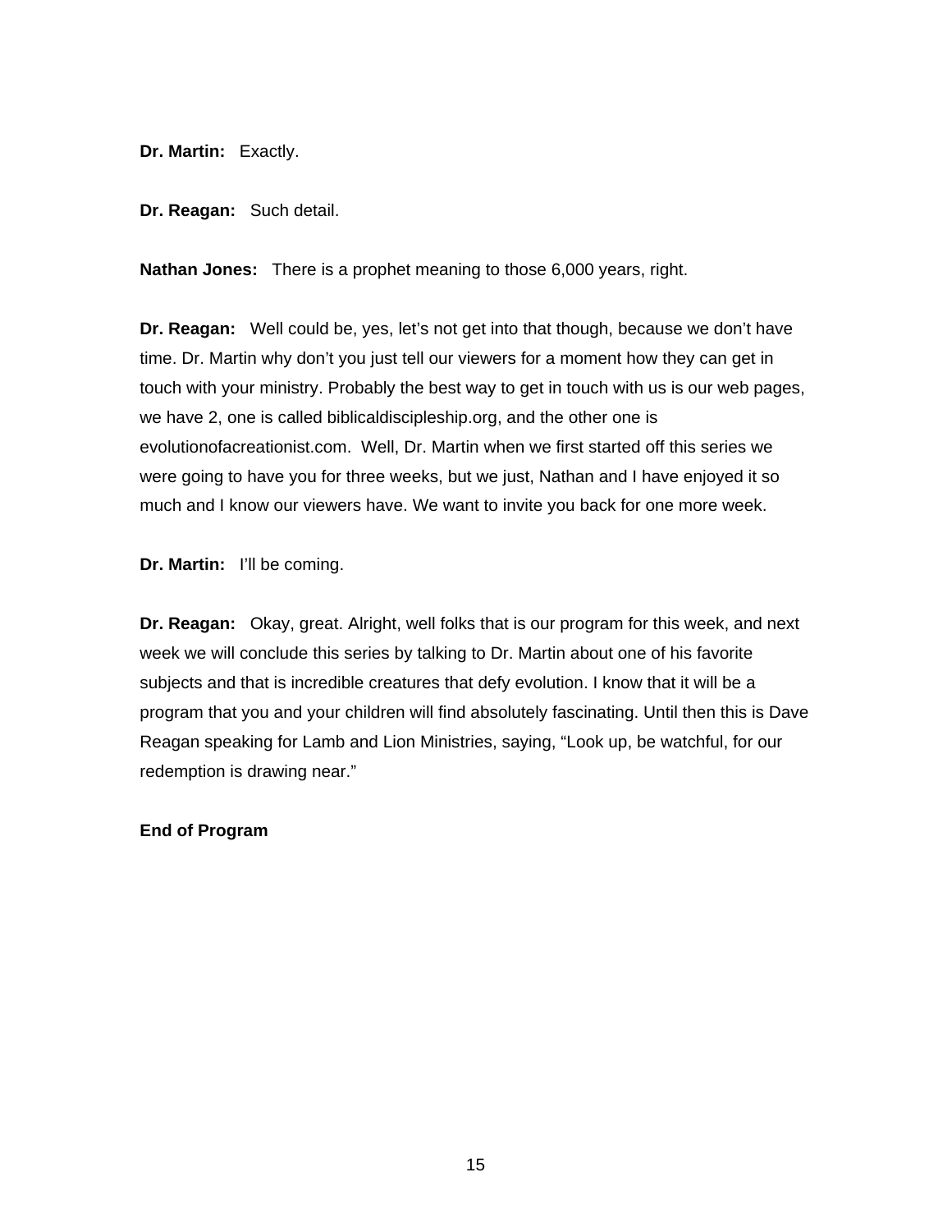**Dr. Martin:** Exactly.

**Dr. Reagan:** Such detail.

**Nathan Jones:** There is a prophet meaning to those 6,000 years, right.

**Dr. Reagan:** Well could be, yes, let's not get into that though, because we don't have time. Dr. Martin why don't you just tell our viewers for a moment how they can get in touch with your ministry. Probably the best way to get in touch with us is our web pages, we have 2, one is called biblicaldiscipleship.org, and the other one is evolutionofacreationist.com. Well, Dr. Martin when we first started off this series we were going to have you for three weeks, but we just, Nathan and I have enjoyed it so much and I know our viewers have. We want to invite you back for one more week.

**Dr. Martin:** I'll be coming.

**Dr. Reagan:** Okay, great. Alright, well folks that is our program for this week, and next week we will conclude this series by talking to Dr. Martin about one of his favorite subjects and that is incredible creatures that defy evolution. I know that it will be a program that you and your children will find absolutely fascinating. Until then this is Dave Reagan speaking for Lamb and Lion Ministries, saying, "Look up, be watchful, for our redemption is drawing near."

**End of Program**